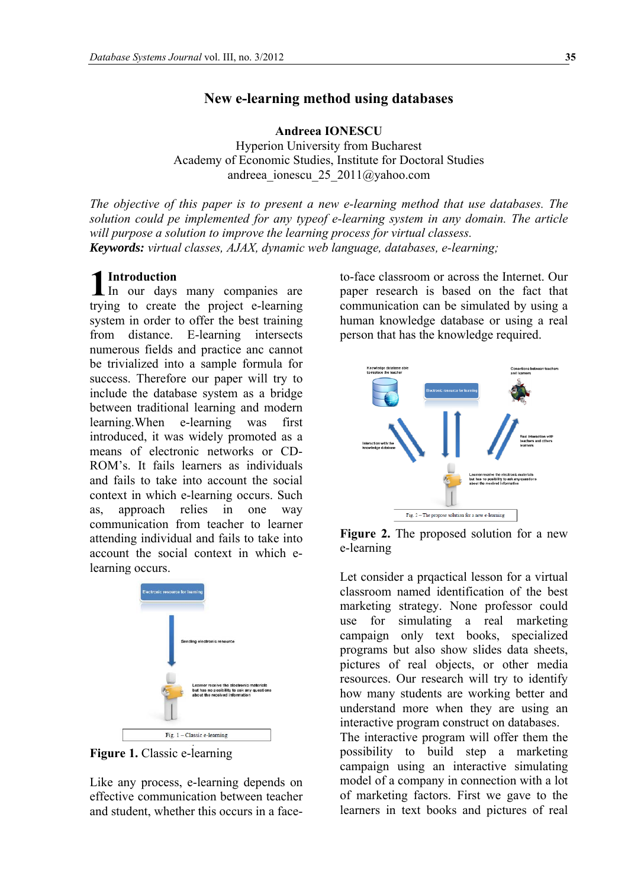# New e-learning method using databases

**Andreea IONESCU**
Hyperion University from Bucharest
Academy of Economic Studies, Institute for Doctoral Studies
andreea_ionescu_25_2011@yahoo.com

*The objective of this paper is to present a new e-learning method that use databases. The solution could pe implemented for any typeof e-learning system in any domain. The article will purpose a solution to improve the learning process for virtual classess.*
***Keywords:*** *virtual classes, AJAX, dynamic web language, databases, e-learning;*

## 1 Introduction

In our days many companies are trying to create the project e-learning system in order to offer the best training from distance. E-learning intersects numerous fields and practice anc cannot be trivialized into a sample formula for success. Therefore our paper will try to include the database system as a bridge between traditional learning and modern learning.When e-learning was first introduced, it was widely promoted as a means of electronic networks or CD-ROM's. It fails learners as individuals and fails to take into account the social context in which e-learning occurs. Such as, approach relies in one way communication from teacher to learner attending individual and fails to take into account the social context in which e-learning occurs.

**Figure 1.** Classic e-learning

Like any process, e-learning depends on effective communication between teacher and student, whether this occurs in a face-to-face classroom or across the Internet. Our paper research is based on the fact that communication can be simulated by using a human knowledge database or using a real person that has the knowledge required.

**Figure 2.** The proposed solution for a new e-learning

Let consider a prqactical lesson for a virtual classroom named identification of the best marketing strategy. None professor could use for simulating a real marketing campaign only text books, specialized programs but also show slides data sheets, pictures of real objects, or other media resources. Our research will try to identify how many students are working better and understand more when they are using an interactive program construct on databases.
The interactive program will offer them the possibility to build step a marketing campaign using an interactive simulating model of a company in connection with a lot of marketing factors. First we gave to the learners in text books and pictures of real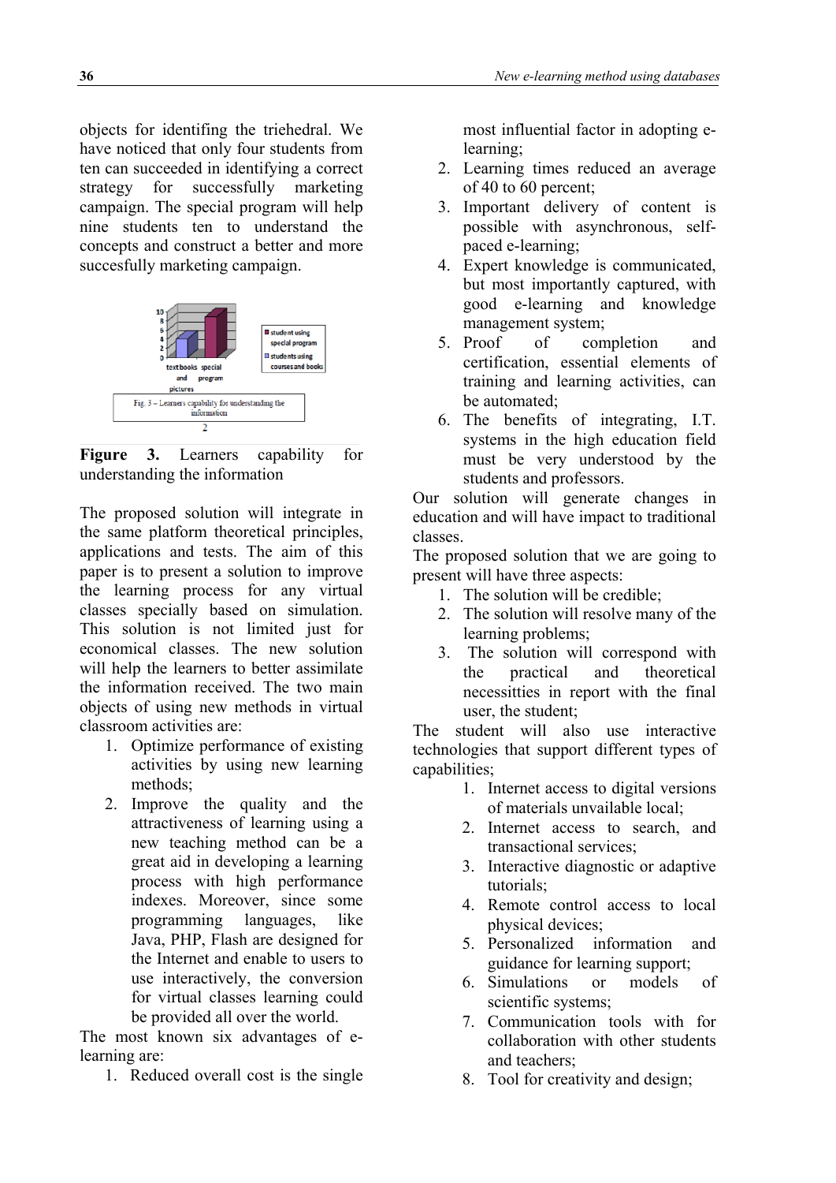objects for identifing the triehedral. We have noticed that only four students from ten can succeeded in identifying a correct strategy for successfully marketing campaign. The special program will help nine students ten to understand the concepts and construct a better and more succesfully marketing campaign.

**Figure 3.** Learners capability for understanding the information

The proposed solution will integrate in the same platform theoretical principles, applications and tests. The aim of this paper is to present a solution to improve the learning process for any virtual classes specially based on simulation. This solution is not limited just for economical classes. The new solution will help the learners to better assimilate the information received. The two main objects of using new methods in virtual classroom activities are:

1. Optimize performance of existing activities by using new learning methods;
2. Improve the quality and the attractiveness of learning using a new teaching method can be a great aid in developing a learning process with high performance indexes. Moreover, since some programming languages, like Java, PHP, Flash are designed for the Internet and enable to users to use interactively, the conversion for virtual classes learning could be provided all over the world.

The most known six advantages of e-learning are:

1. Reduced overall cost is the single most influential factor in adopting e-learning;
2. Learning times reduced an average of 40 to 60 percent;
3. Important delivery of content is possible with asynchronous, self-paced e-learning;
4. Expert knowledge is communicated, but most importantly captured, with good e-learning and knowledge management system;
5. Proof of completion and certification, essential elements of training and learning activities, can be automated;
6. The benefits of integrating, I.T. systems in the high education field must be very understood by the students and professors.

Our solution will generate changes in education and will have impact to traditional classes.

The proposed solution that we are going to present will have three aspects:

1. The solution will be credible;
2. The solution will resolve many of the learning problems;
3. The solution will correspond with the practical and theoretical necessities in report with the final user, the student;

The student will also use interactive technologies that support different types of capabilities;

1. Internet access to digital versions of materials unvailable local;
2. Internet access to search, and transactional services;
3. Interactive diagnostic or adaptive tutorials;
4. Remote control access to local physical devices;
5. Personalized information and guidance for learning support;
6. Simulations or models of scientific systems;
7. Communication tools with for collaboration with other students and teachers;
8. Tool for creativity and design;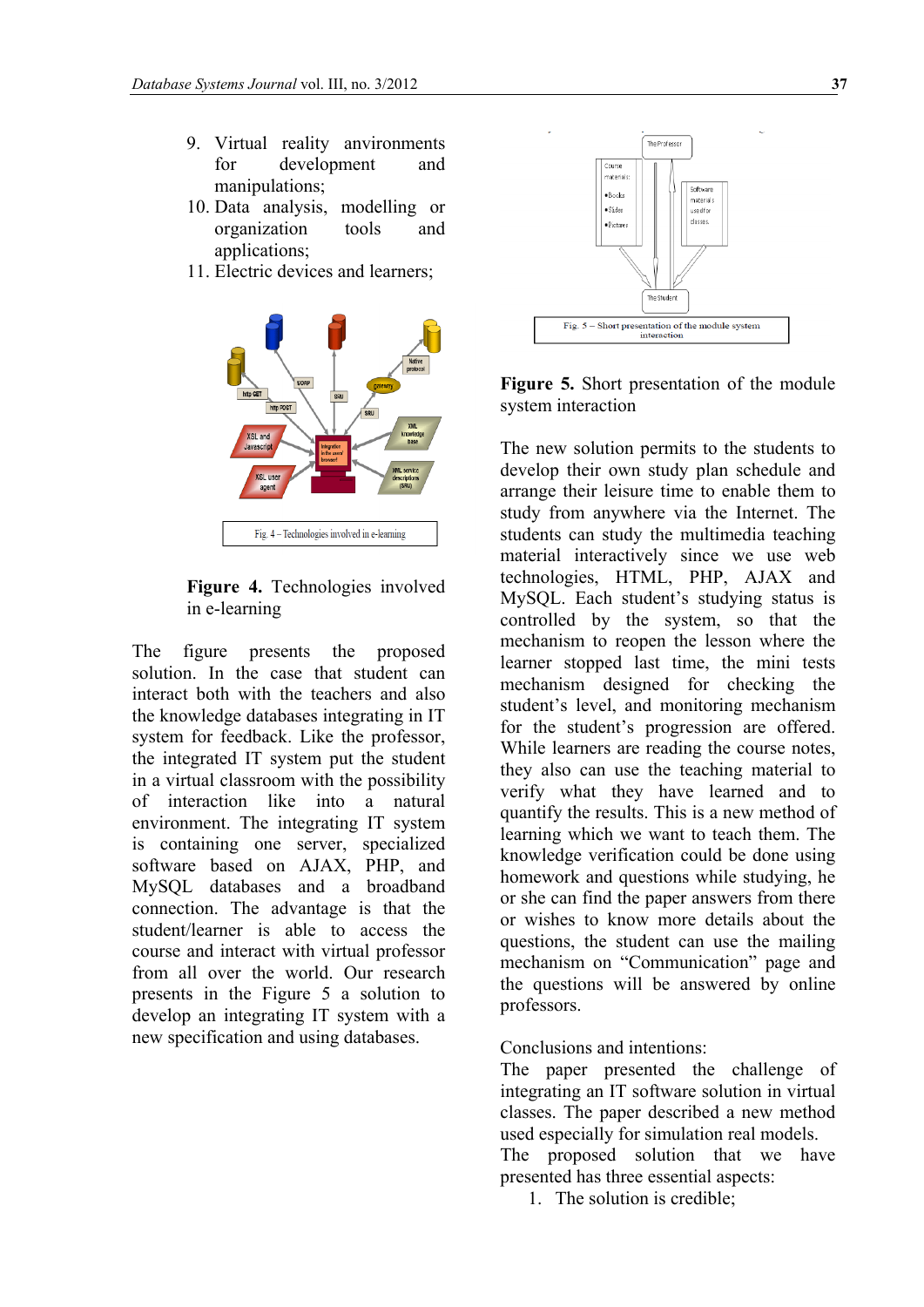9. Virtual reality environments for development and manipulations;
10. Data analysis, modelling or organization tools and applications;
11. Electric devices and learners;

Fig. 4 – Technologies involved in e-learning

**Figure 4.** Technologies involved in e-learning

The figure presents the proposed solution. In the case that student can interact both with the teachers and also the knowledge databases integrating in IT system for feedback. Like the professor, the integrated IT system put the student in a virtual classroom with the possibility of interaction like into a natural environment. The integrating IT system is containing one server, specialized software based on AJAX, PHP, and MySQL databases and a broadband connection. The advantage is that the student/learner is able to access the course and interact with virtual professor from all over the world. Our research presents in the Figure 5 a solution to develop an integrating IT system with a new specification and using databases.

Fig. 5 – Short presentation of the module system interaction

**Figure 5.** Short presentation of the module system interaction

The new solution permits to the students to develop their own study plan schedule and arrange their leisure time to enable them to study from anywhere via the Internet. The students can study the multimedia teaching material interactively since we use web technologies, HTML, PHP, AJAX and MySQL. Each student's studying status is controlled by the system, so that the mechanism to reopen the lesson where the learner stopped last time, the mini tests mechanism designed for checking the student's level, and monitoring mechanism for the student's progression are offered. While learners are reading the course notes, they also can use the teaching material to verify what they have learned and to quantify the results. This is a new method of learning which we want to teach them. The knowledge verification could be done using homework and questions while studying, he or she can find the paper answers from there or wishes to know more details about the questions, the student can use the mailing mechanism on "Communication" page and the questions will be answered by online professors.

Conclusions and intentions:

The paper presented the challenge of integrating an IT software solution in virtual classes. The paper described a new method used especially for simulation real models.

The proposed solution that we have presented has three essential aspects:

1. The solution is credible;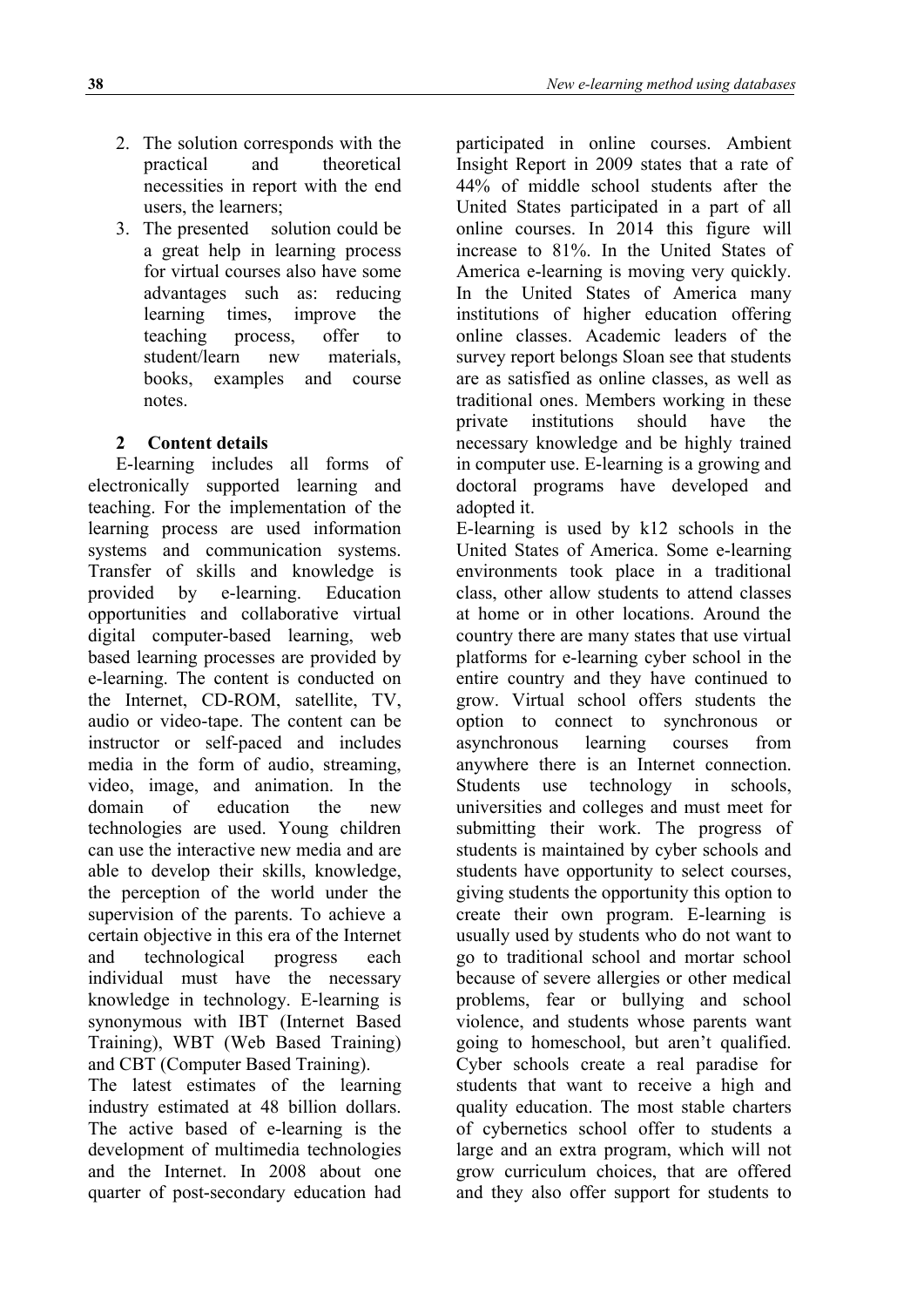2. The solution corresponds with the practical and theoretical necessities in report with the end users, the learners;
3. The presented solution could be a great help in learning process for virtual courses also have some advantages such as: reducing learning times, improve the teaching process, offer to student/learn new materials, books, examples and course notes.

## 2 Content details

E-learning includes all forms of electronically supported learning and teaching. For the implementation of the learning process are used information systems and communication systems. Transfer of skills and knowledge is provided by e-learning. Education opportunities and collaborative virtual digital computer-based learning, web based learning processes are provided by e-learning. The content is conducted on the Internet, CD-ROM, satellite, TV, audio or video-tape. The content can be instructor or self-paced and includes media in the form of audio, streaming, video, image, and animation. In the domain of education the new technologies are used. Young children can use the interactive new media and are able to develop their skills, knowledge, the perception of the world under the supervision of the parents. To achieve a certain objective in this era of the Internet and technological progress each individual must have the necessary knowledge in technology. E-learning is synonymous with IBT (Internet Based Training), WBT (Web Based Training) and CBT (Computer Based Training).

The latest estimates of the learning industry estimated at 48 billion dollars. The active based of e-learning is the development of multimedia technologies and the Internet. In 2008 about one quarter of post-secondary education had participated in online courses. Ambient Insight Report in 2009 states that a rate of 44% of middle school students after the United States participated in a part of all online courses. In 2014 this figure will increase to 81%. In the United States of America e-learning is moving very quickly. In the United States of America many institutions of higher education offering online classes. Academic leaders of the survey report belongs Sloan see that students are as satisfied as online classes, as well as traditional ones. Members working in these private institutions should have the necessary knowledge and be highly trained in computer use. E-learning is a growing and doctoral programs have developed and adopted it.

E-learning is used by k12 schools in the United States of America. Some e-learning environments took place in a traditional class, other allow students to attend classes at home or in other locations. Around the country there are many states that use virtual platforms for e-learning cyber school in the entire country and they have continued to grow. Virtual school offers students the option to connect to synchronous or asynchronous learning courses from anywhere there is an Internet connection. Students use technology in schools, universities and colleges and must meet for submitting their work. The progress of students is maintained by cyber schools and students have opportunity to select courses, giving students the opportunity this option to create their own program. E-learning is usually used by students who do not want to go to traditional school and mortar school because of severe allergies or other medical problems, fear or bullying and school violence, and students whose parents want going to homeschool, but aren't qualified. Cyber schools create a real paradise for students that want to receive a high and quality education. The most stable charters of cybernetics school offer to students a large and an extra program, which will not grow curriculum choices, that are offered and they also offer support for students to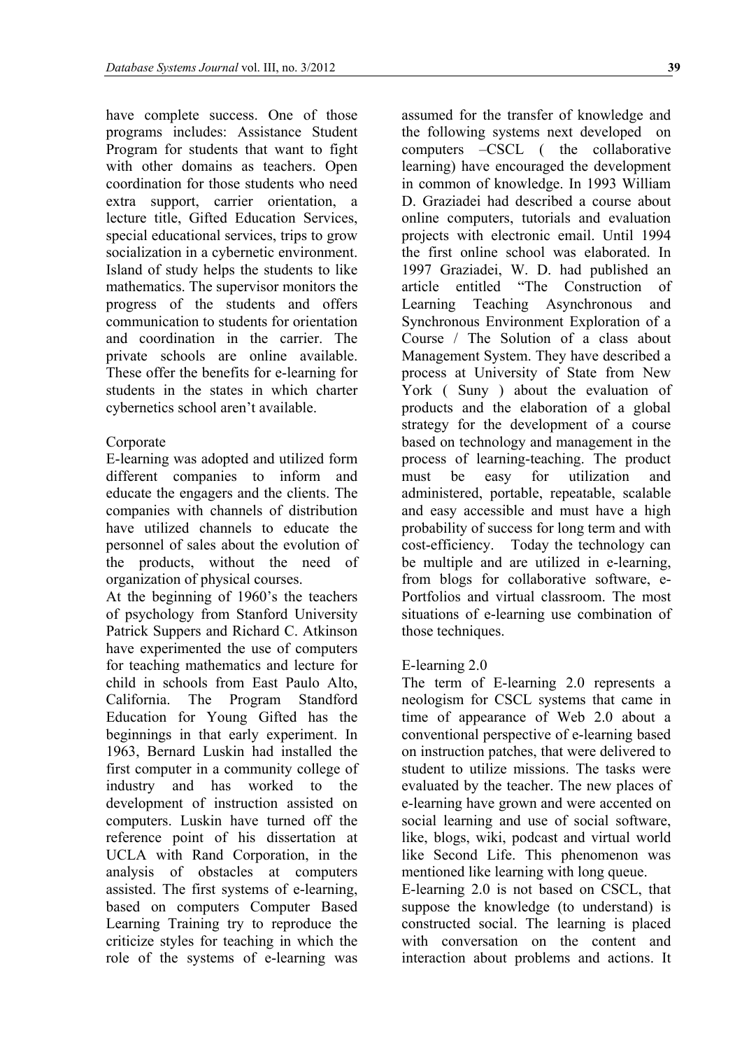have complete success. One of those programs includes: Assistance Student Program for students that want to fight with other domains as teachers. Open coordination for those students who need extra support, carrier orientation, a lecture title, Gifted Education Services, special educational services, trips to grow socialization in a cybernetic environment. Island of study helps the students to like mathematics. The supervisor monitors the progress of the students and offers communication to students for orientation and coordination in the carrier. The private schools are online available. These offer the benefits for e-learning for students in the states in which charter cybernetics school aren't available.

Corporate

E-learning was adopted and utilized form different companies to inform and educate the engagers and the clients. The companies with channels of distribution have utilized channels to educate the personnel of sales about the evolution of the products, without the need of organization of physical courses.

At the beginning of 1960's the teachers of psychology from Stanford University Patrick Suppers and Richard C. Atkinson have experimented the use of computers for teaching mathematics and lecture for child in schools from East Paulo Alto, California. The Program Standford Education for Young Gifted has the beginnings in that early experiment. In 1963, Bernard Luskin had installed the first computer in a community college of industry and has worked to the development of instruction assisted on computers. Luskin have turned off the reference point of his dissertation at UCLA with Rand Corporation, in the analysis of obstacles at computers assisted. The first systems of e-learning, based on computers Computer Based Learning Training try to reproduce the criticize styles for teaching in which the role of the systems of e-learning was assumed for the transfer of knowledge and the following systems next developed on computers –CSCL ( the collaborative learning) have encouraged the development in common of knowledge. In 1993 William D. Graziadei had described a course about online computers, tutorials and evaluation projects with electronic email. Until 1994 the first online school was elaborated. In 1997 Graziadei, W. D. had published an article entitled "The Construction of Learning Teaching Asynchronous and Synchronous Environment Exploration of a Course / The Solution of a class about Management System. They have described a process at University of State from New York ( Suny ) about the evaluation of products and the elaboration of a global strategy for the development of a course based on technology and management in the process of learning-teaching. The product must be easy for utilization and administered, portable, repeatable, scalable and easy accessible and must have a high probability of success for long term and with cost-efficiency. Today the technology can be multiple and are utilized in e-learning, from blogs for collaborative software, e-Portfolios and virtual classroom. The most situations of e-learning use combination of those techniques.

E-learning 2.0

The term of E-learning 2.0 represents a neologism for CSCL systems that came in time of appearance of Web 2.0 about a conventional perspective of e-learning based on instruction patches, that were delivered to student to utilize missions. The tasks were evaluated by the teacher. The new places of e-learning have grown and were accented on social learning and use of social software, like, blogs, wiki, podcast and virtual world like Second Life. This phenomenon was mentioned like learning with long queue.

E-learning 2.0 is not based on CSCL, that suppose the knowledge (to understand) is constructed social. The learning is placed with conversation on the content and interaction about problems and actions. It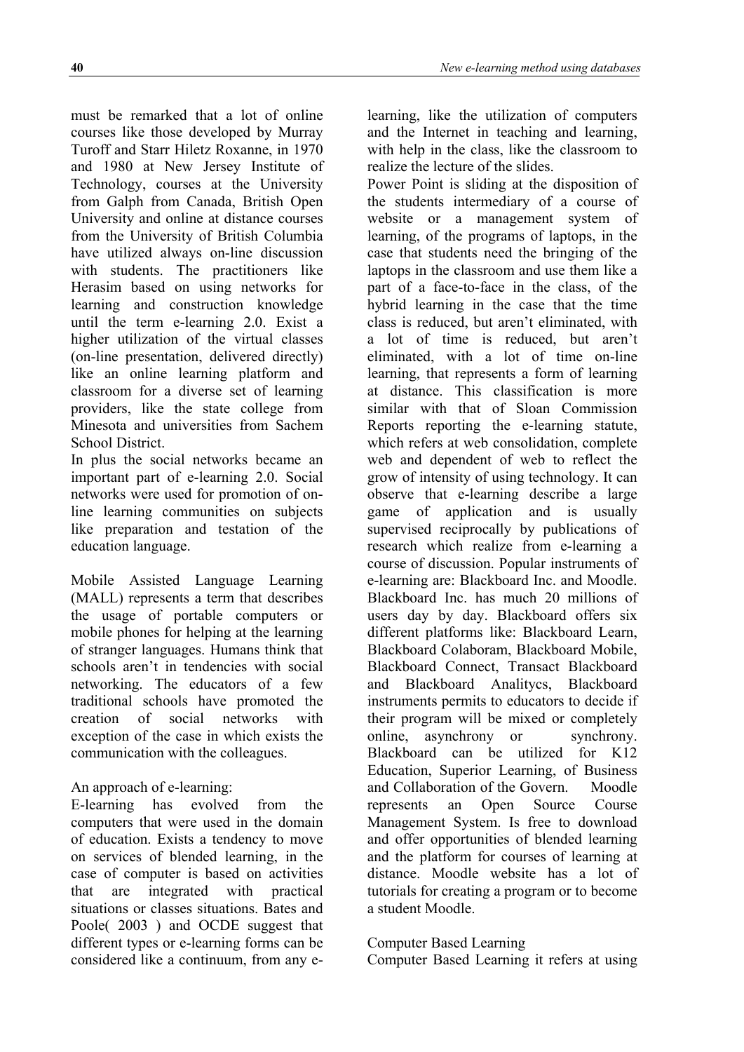must be remarked that a lot of online courses like those developed by Murray Turoff and Starr Hiletz Roxanne, in 1970 and 1980 at New Jersey Institute of Technology, courses at the University from Galph from Canada, British Open University and online at distance courses from the University of British Columbia have utilized always on-line discussion with students. The practitioners like Herasim based on using networks for learning and construction knowledge until the term e-learning 2.0. Exist a higher utilization of the virtual classes (on-line presentation, delivered directly) like an online learning platform and classroom for a diverse set of learning providers, like the state college from Minesota and universities from Sachem School District.

In plus the social networks became an important part of e-learning 2.0. Social networks were used for promotion of on-line learning communities on subjects like preparation and testation of the education language.

Mobile Assisted Language Learning (MALL) represents a term that describes the usage of portable computers or mobile phones for helping at the learning of stranger languages. Humans think that schools aren't in tendencies with social networking. The educators of a few traditional schools have promoted the creation of social networks with exception of the case in which exists the communication with the colleagues.

An approach of e-learning:

E-learning has evolved from the computers that were used in the domain of education. Exists a tendency to move on services of blended learning, in the case of computer is based on activities that are integrated with practical situations or classes situations. Bates and Poole( 2003 ) and OCDE suggest that different types or e-learning forms can be considered like a continuum, from any e-learning, like the utilization of computers and the Internet in teaching and learning, with help in the class, like the classroom to realize the lecture of the slides.

Power Point is sliding at the disposition of the students intermediary of a course of website or a management system of learning, of the programs of laptops, in the case that students need the bringing of the laptops in the classroom and use them like a part of a face-to-face in the class, of the hybrid learning in the case that the time class is reduced, but aren't eliminated, with a lot of time is reduced, but aren't eliminated, with a lot of time on-line learning, that represents a form of learning at distance. This classification is more similar with that of Sloan Commission Reports reporting the e-learning statute, which refers at web consolidation, complete web and dependent of web to reflect the grow of intensity of using technology. It can observe that e-learning describe a large game of application and is usually supervised reciprocally by publications of research which realize from e-learning a course of discussion. Popular instruments of e-learning are: Blackboard Inc. and Moodle. Blackboard Inc. has much 20 millions of users day by day. Blackboard offers six different platforms like: Blackboard Learn, Blackboard Colaboram, Blackboard Mobile, Blackboard Connect, Transact Blackboard and Blackboard Analitycs, Blackboard instruments permits to educators to decide if their program will be mixed or completely online, asynchrony or synchrony. Blackboard can be utilized for K12 Education, Superior Learning, of Business and Collaboration of the Govern. Moodle represents an Open Source Course Management System. Is free to download and offer opportunities of blended learning and the platform for courses of learning at distance. Moodle website has a lot of tutorials for creating a program or to become a student Moodle.

Computer Based Learning

Computer Based Learning it refers at using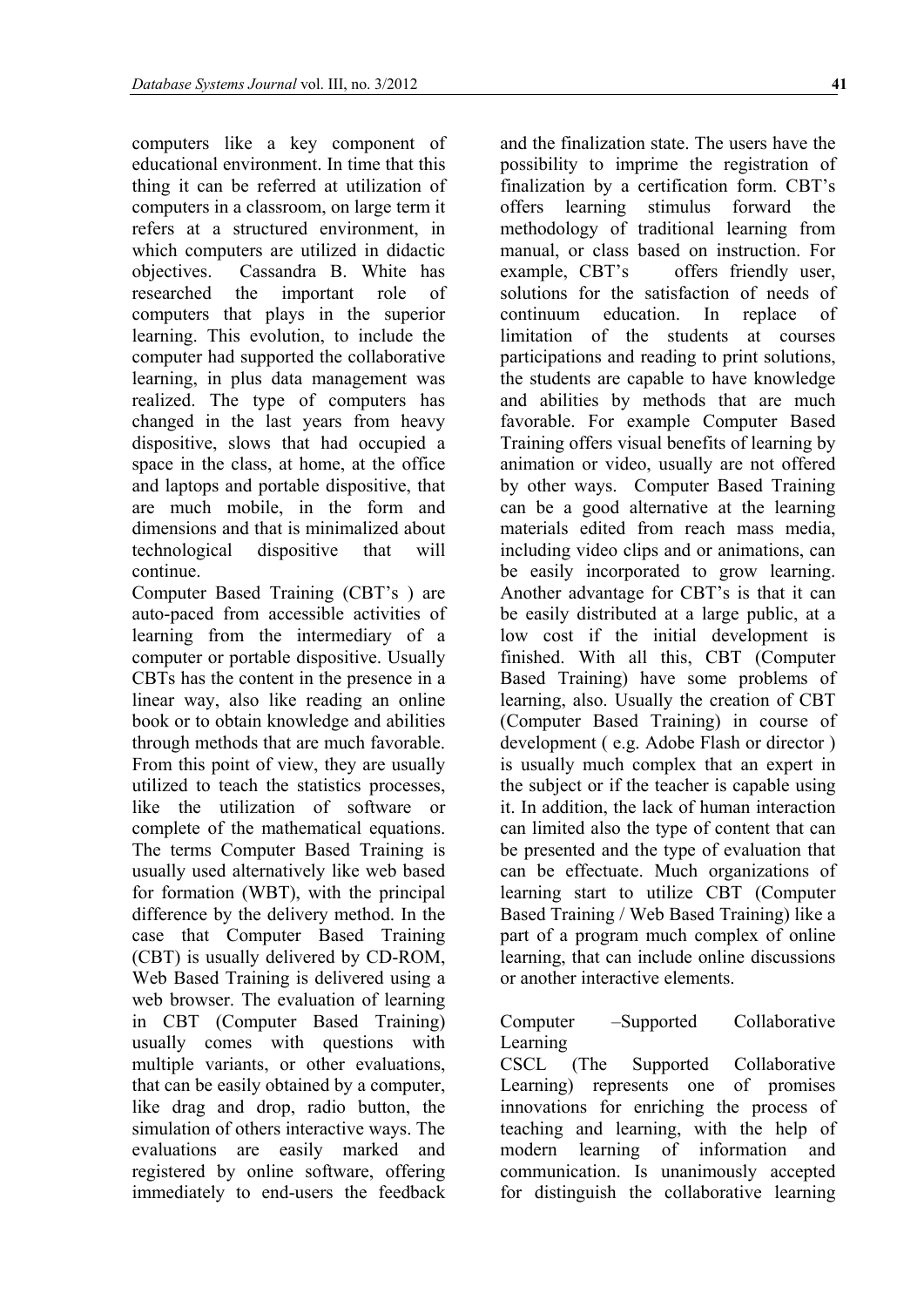computers like a key component of educational environment. In time that this thing it can be referred at utilization of computers in a classroom, on large term it refers at a structured environment, in which computers are utilized in didactic objectives. Cassandra B. White has researched the important role of computers that plays in the superior learning. This evolution, to include the computer had supported the collaborative learning, in plus data management was realized. The type of computers has changed in the last years from heavy dispositive, slows that had occupied a space in the class, at home, at the office and laptops and portable dispositive, that are much mobile, in the form and dimensions and that is minimalized about technological dispositive that will continue.

Computer Based Training (CBT's ) are auto-paced from accessible activities of learning from the intermediary of a computer or portable dispositive. Usually CBTs has the content in the presence in a linear way, also like reading an online book or to obtain knowledge and abilities through methods that are much favorable. From this point of view, they are usually utilized to teach the statistics processes, like the utilization of software or complete of the mathematical equations. The terms Computer Based Training is usually used alternatively like web based for formation (WBT), with the principal difference by the delivery method. In the case that Computer Based Training (CBT) is usually delivered by CD-ROM, Web Based Training is delivered using a web browser. The evaluation of learning in CBT (Computer Based Training) usually comes with questions with multiple variants, or other evaluations, that can be easily obtained by a computer, like drag and drop, radio button, the simulation of others interactive ways. The evaluations are easily marked and registered by online software, offering immediately to end-users the feedback and the finalization state. The users have the possibility to imprime the registration of finalization by a certification form. CBT's offers learning stimulus forward the methodology of traditional learning from manual, or class based on instruction. For example, CBT's offers friendly user, solutions for the satisfaction of needs of continuum education. In replace of limitation of the students at courses participations and reading to print solutions, the students are capable to have knowledge and abilities by methods that are much favorable. For example Computer Based Training offers visual benefits of learning by animation or video, usually are not offered by other ways. Computer Based Training can be a good alternative at the learning materials edited from reach mass media, including video clips and or animations, can be easily incorporated to grow learning. Another advantage for CBT's is that it can be easily distributed at a large public, at a low cost if the initial development is finished. With all this, CBT (Computer Based Training) have some problems of learning, also. Usually the creation of CBT (Computer Based Training) in course of development ( e.g. Adobe Flash or director ) is usually much complex that an expert in the subject or if the teacher is capable using it. In addition, the lack of human interaction can limited also the type of content that can be presented and the type of evaluation that can be effectuate. Much organizations of learning start to utilize CBT (Computer Based Training / Web Based Training) like a part of a program much complex of online learning, that can include online discussions or another interactive elements.

Computer –Supported Collaborative Learning

CSCL (The Supported Collaborative Learning) represents one of promises innovations for enriching the process of teaching and learning, with the help of modern learning of information and communication. Is unanimously accepted for distinguish the collaborative learning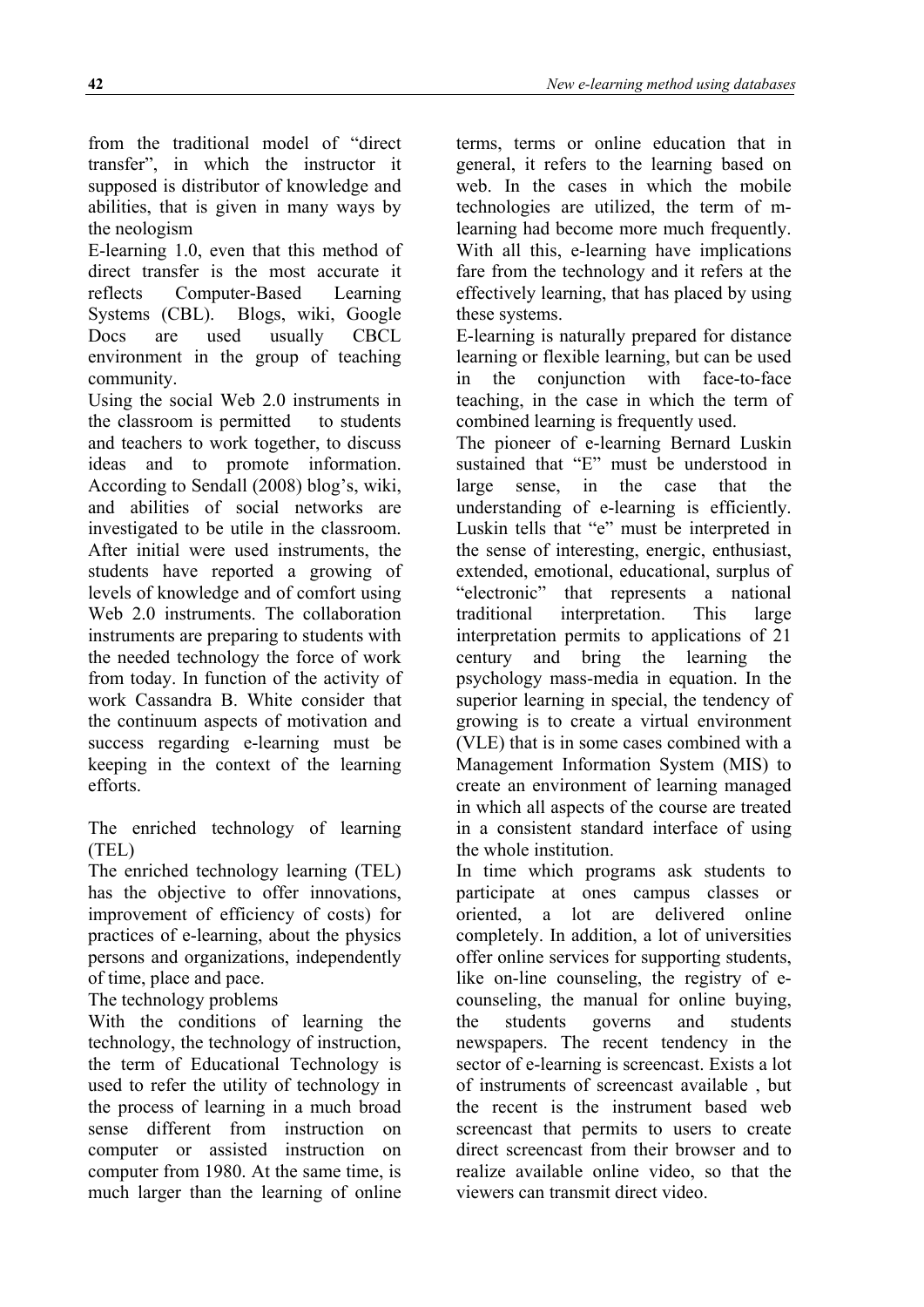from the traditional model of "direct transfer", in which the instructor it supposed is distributor of knowledge and abilities, that is given in many ways by the neologism

E-learning 1.0, even that this method of direct transfer is the most accurate it reflects Computer-Based Learning Systems (CBL). Blogs, wiki, Google Docs are used usually CBCL environment in the group of teaching community.

Using the social Web 2.0 instruments in the classroom is permitted to students and teachers to work together, to discuss ideas and to promote information. According to Sendall (2008) blog's, wiki, and abilities of social networks are investigated to be utile in the classroom. After initial were used instruments, the students have reported a growing of levels of knowledge and of comfort using Web 2.0 instruments. The collaboration instruments are preparing to students with the needed technology the force of work from today. In function of the activity of work Cassandra B. White consider that the continuum aspects of motivation and success regarding e-learning must be keeping in the context of the learning efforts.

The enriched technology of learning (TEL)

The enriched technology learning (TEL) has the objective to offer innovations, improvement of efficiency of costs) for practices of e-learning, about the physics persons and organizations, independently of time, place and pace.

The technology problems

With the conditions of learning the technology, the technology of instruction, the term of Educational Technology is used to refer the utility of technology in the process of learning in a much broad sense different from instruction on computer or assisted instruction on computer from 1980. At the same time, is much larger than the learning of online terms, terms or online education that in general, it refers to the learning based on web. In the cases in which the mobile technologies are utilized, the term of m-learning had become more much frequently. With all this, e-learning have implications fare from the technology and it refers at the effectively learning, that has placed by using these systems.

E-learning is naturally prepared for distance learning or flexible learning, but can be used in the conjunction with face-to-face teaching, in the case in which the term of combined learning is frequently used.

The pioneer of e-learning Bernard Luskin sustained that "E" must be understood in large sense, in the case that the understanding of e-learning is efficiently. Luskin tells that "e" must be interpreted in the sense of interesting, energic, enthusiast, extended, emotional, educational, surplus of "electronic" that represents a national traditional interpretation. This large interpretation permits to applications of 21 century and bring the learning the psychology mass-media in equation. In the superior learning in special, the tendency of growing is to create a virtual environment (VLE) that is in some cases combined with a Management Information System (MIS) to create an environment of learning managed in which all aspects of the course are treated in a consistent standard interface of using the whole institution.

In time which programs ask students to participate at ones campus classes or oriented, a lot are delivered online completely. In addition, a lot of universities offer online services for supporting students, like on-line counseling, the registry of e-counseling, the manual for online buying, the students governs and students newspapers. The recent tendency in the sector of e-learning is screencast. Exists a lot of instruments of screencast available , but the recent is the instrument based web screencast that permits to users to create direct screencast from their browser and to realize available online video, so that the viewers can transmit direct video.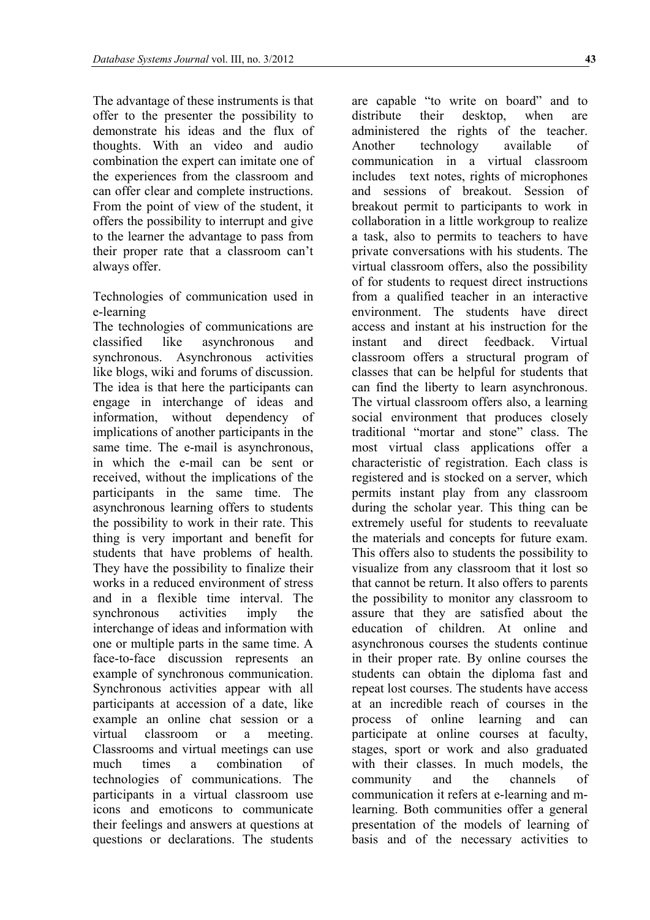The advantage of these instruments is that offer to the presenter the possibility to demonstrate his ideas and the flux of thoughts. With an video and audio combination the expert can imitate one of the experiences from the classroom and can offer clear and complete instructions. From the point of view of the student, it offers the possibility to interrupt and give to the learner the advantage to pass from their proper rate that a classroom can't always offer.

Technologies of communication used in e-learning

The technologies of communications are classified like asynchronous and synchronous. Asynchronous activities like blogs, wiki and forums of discussion. The idea is that here the participants can engage in interchange of ideas and information, without dependency of implications of another participants in the same time. The e-mail is asynchronous, in which the e-mail can be sent or received, without the implications of the participants in the same time. The asynchronous learning offers to students the possibility to work in their rate. This thing is very important and benefit for students that have problems of health. They have the possibility to finalize their works in a reduced environment of stress and in a flexible time interval. The synchronous activities imply the interchange of ideas and information with one or multiple parts in the same time. A face-to-face discussion represents an example of synchronous communication. Synchronous activities appear with all participants at accession of a date, like example an online chat session or a virtual classroom or a meeting. Classrooms and virtual meetings can use much times a combination of technologies of communications. The participants in a virtual classroom use icons and emoticons to communicate their feelings and answers at questions at questions or declarations. The students are capable "to write on board" and to distribute their desktop, when are administered the rights of the teacher. Another technology available of communication in a virtual classroom includes text notes, rights of microphones and sessions of breakout. Session of breakout permit to participants to work in collaboration in a little workgroup to realize a task, also to permits to teachers to have private conversations with his students. The virtual classroom offers, also the possibility of for students to request direct instructions from a qualified teacher in an interactive environment. The students have direct access and instant at his instruction for the instant and direct feedback. Virtual classroom offers a structural program of classes that can be helpful for students that can find the liberty to learn asynchronous. The virtual classroom offers also, a learning social environment that produces closely traditional "mortar and stone" class. The most virtual class applications offer a characteristic of registration. Each class is registered and is stocked on a server, which permits instant play from any classroom during the scholar year. This thing can be extremely useful for students to reevaluate the materials and concepts for future exam. This offers also to students the possibility to visualize from any classroom that it lost so that cannot be return. It also offers to parents the possibility to monitor any classroom to assure that they are satisfied about the education of children. At online and asynchronous courses the students continue in their proper rate. By online courses the students can obtain the diploma fast and repeat lost courses. The students have access at an incredible reach of courses in the process of online learning and can participate at online courses at faculty, stages, sport or work and also graduated with their classes. In much models, the community and the channels of communication it refers at e-learning and m-learning. Both communities offer a general presentation of the models of learning of basis and of the necessary activities to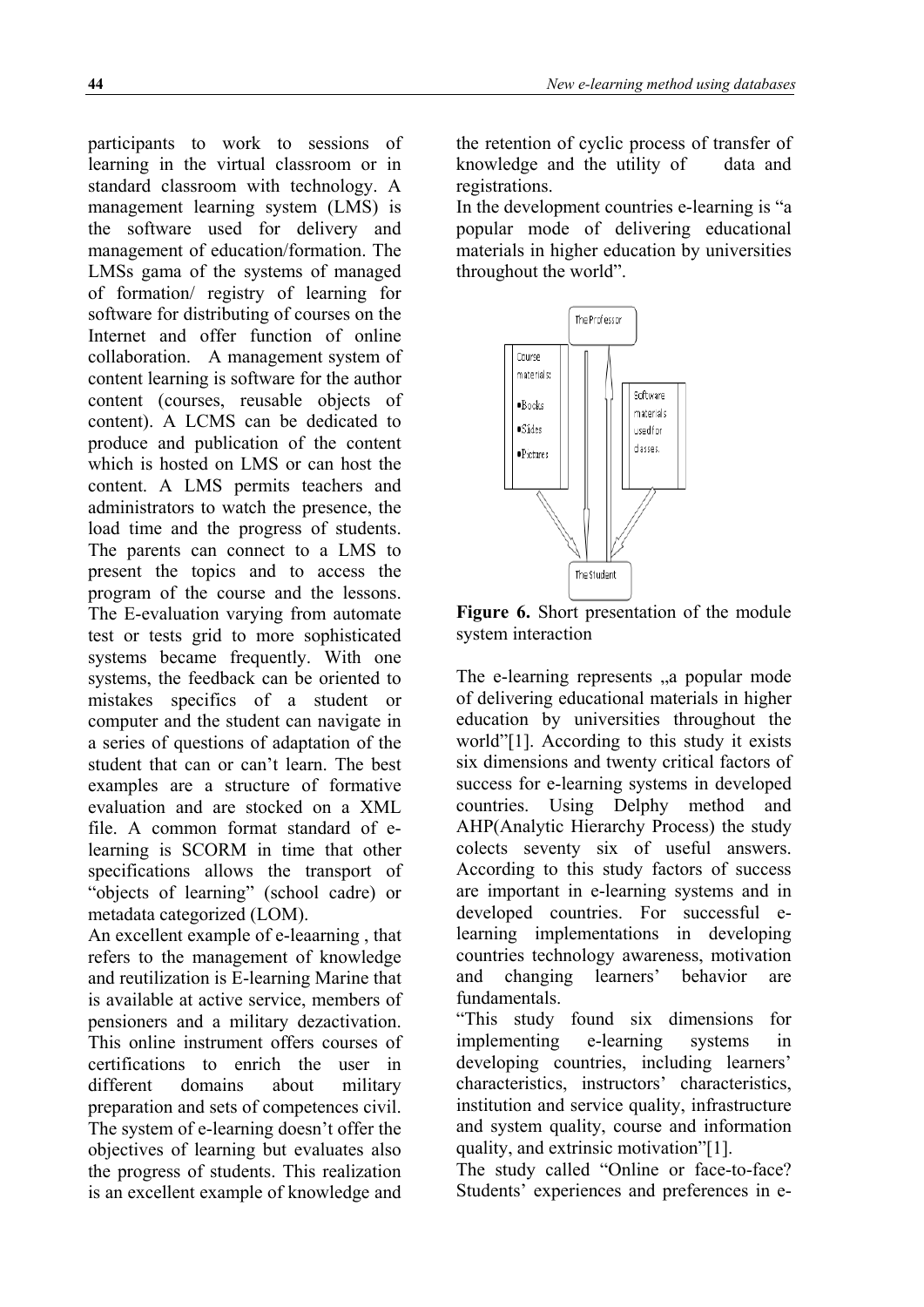participants to work to sessions of learning in the virtual classroom or in standard classroom with technology. A management learning system (LMS) is the software used for delivery and management of education/formation. The LMSs gama of the systems of managed of formation/ registry of learning for software for distributing of courses on the Internet and offer function of online collaboration. A management system of content learning is software for the author content (courses, reusable objects of content). A LCMS can be dedicated to produce and publication of the content which is hosted on LMS or can host the content. A LMS permits teachers and administrators to watch the presence, the load time and the progress of students. The parents can connect to a LMS to present the topics and to access the program of the course and the lessons. The E-evaluation varying from automate test or tests grid to more sophisticated systems became frequently. With one systems, the feedback can be oriented to mistakes specifics of a student or computer and the student can navigate in a series of questions of adaptation of the student that can or can't learn. The best examples are a structure of formative evaluation and are stocked on a XML file. A common format standard of e-learning is SCORM in time that other specifications allows the transport of "objects of learning" (school cadre) or metadata categorized (LOM).

An excellent example of e-leaarning , that refers to the management of knowledge and reutilization is E-learning Marine that is available at active service, members of pensioners and a military dezactivation. This online instrument offers courses of certifications to enrich the user in different domains about military preparation and sets of competences civil. The system of e-learning doesn't offer the objectives of learning but evaluates also the progress of students. This realization is an excellent example of knowledge and the retention of cyclic process of transfer of knowledge and the utility of data and registrations.

In the development countries e-learning is "a popular mode of delivering educational materials in higher education by universities throughout the world".

The Professor

Course materials:
- Books
- Slides
- Pictures

Software materials used for classes.

The Student

**Figure 6.** Short presentation of the module system interaction

The e-learning represents „a popular mode of delivering educational materials in higher education by universities throughout the world"[1]. According to this study it exists six dimensions and twenty critical factors of success for e-learning systems in developed countries. Using Delphy method and AHP(Analytic Hierarchy Process) the study colects seventy six of useful answers. According to this study factors of success are important in e-learning systems and in developed countries. For successful e-learning implementations in developing countries technology awareness, motivation and changing learners' behavior are fundamentals.

"This study found six dimensions for implementing e-learning systems in developing countries, including learners' characteristics, instructors' characteristics, institution and service quality, infrastructure and system quality, course and information quality, and extrinsic motivation"[1].

The study called "Online or face-to-face? Students' experiences and preferences in e-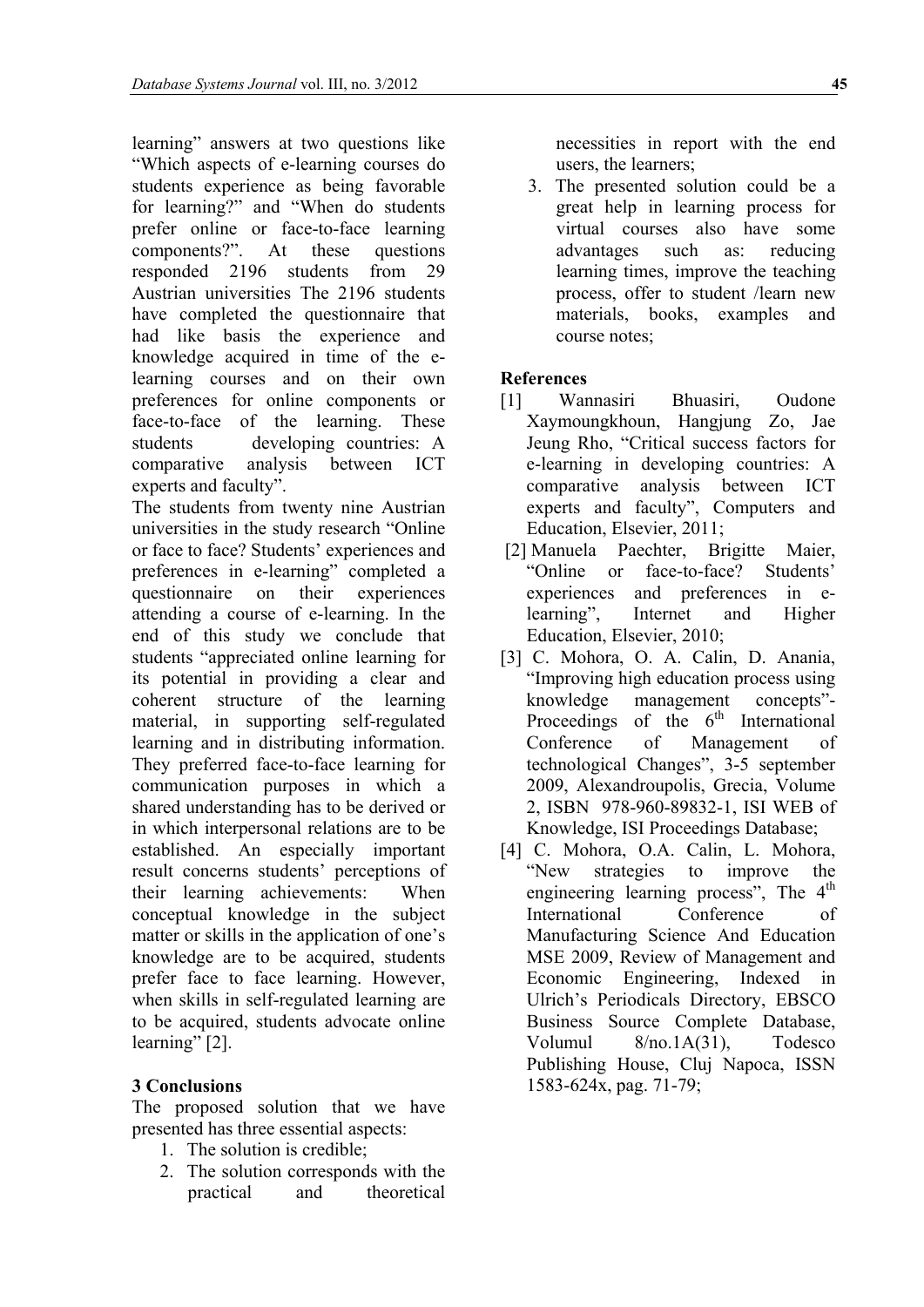learning" answers at two questions like "Which aspects of e-learning courses do students experience as being favorable for learning?" and "When do students prefer online or face-to-face learning components?". At these questions responded 2196 students from 29 Austrian universities The 2196 students have completed the questionnaire that had like basis the experience and knowledge acquired in time of the e-learning courses and on their own preferences for online components or face-to-face of the learning. These students developing countries: A comparative analysis between ICT experts and faculty".

The students from twenty nine Austrian universities in the study research "Online or face to face? Students' experiences and preferences in e-learning" completed a questionnaire on their experiences attending a course of e-learning. In the end of this study we conclude that students "appreciated online learning for its potential in providing a clear and coherent structure of the learning material, in supporting self-regulated learning and in distributing information. They preferred face-to-face learning for communication purposes in which a shared understanding has to be derived or in which interpersonal relations are to be established. An especially important result concerns students' perceptions of their learning achievements: When conceptual knowledge in the subject matter or skills in the application of one's knowledge are to be acquired, students prefer face to face learning. However, when skills in self-regulated learning are to be acquired, students advocate online learning" [2].

## 3 Conclusions

The proposed solution that we have presented has three essential aspects:

1. The solution is credible;
2. The solution corresponds with the practical and theoretical necessities in report with the end users, the learners;
3. The presented solution could be a great help in learning process for virtual courses also have some advantages such as: reducing learning times, improve the teaching process, offer to student /learn new materials, books, examples and course notes;

## References

[1] Wannasiri Bhuasiri, Oudone Xaymoungkhoun, Hangjung Zo, Jae Jeung Rho, "Critical success factors for e-learning in developing countries: A comparative analysis between ICT experts and faculty", Computers and Education, Elsevier, 2011;

[2] Manuela Paechter, Brigitte Maier, "Online or face-to-face? Students' experiences and preferences in e-learning", Internet and Higher Education, Elsevier, 2010;

[3] C. Mohora, O. A. Calin, D. Anania, "Improving high education process using knowledge management concepts"- Proceedings of the 6th International Conference of Management of technological Changes", 3-5 september 2009, Alexandroupolis, Grecia, Volume 2, ISBN 978-960-89832-1, ISI WEB of Knowledge, ISI Proceedings Database;

[4] C. Mohora, O.A. Calin, L. Mohora, "New strategies to improve the engineering learning process", The 4th International Conference of Manufacturing Science And Education MSE 2009, Review of Management and Economic Engineering, Indexed in Ulrich's Periodicals Directory, EBSCO Business Source Complete Database, Volumul 8/no.1A(31), Todesco Publishing House, Cluj Napoca, ISSN 1583-624x, pag. 71-79;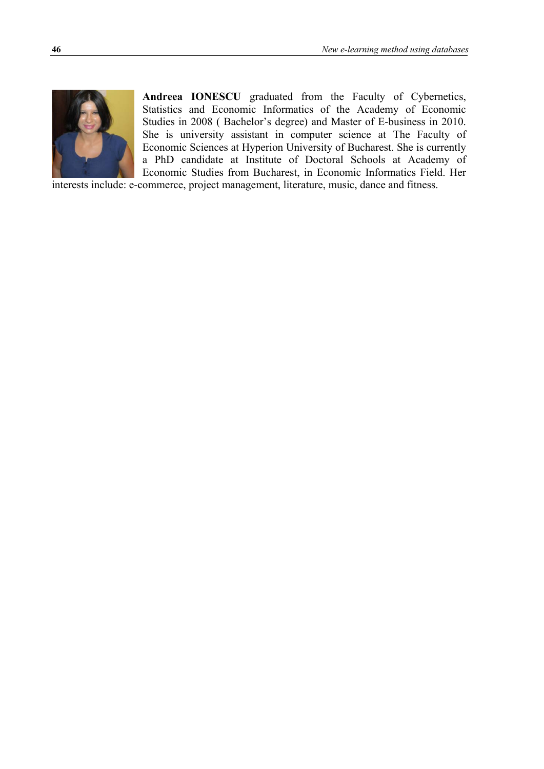**Andreea IONESCU** graduated from the Faculty of Cybernetics, Statistics and Economic Informatics of the Academy of Economic Studies in 2008 ( Bachelor's degree) and Master of E-business in 2010. She is university assistant in computer science at The Faculty of Economic Sciences at Hyperion University of Bucharest. She is currently a PhD candidate at Institute of Doctoral Schools at Academy of Economic Studies from Bucharest, in Economic Informatics Field. Her interests include: e-commerce, project management, literature, music, dance and fitness.